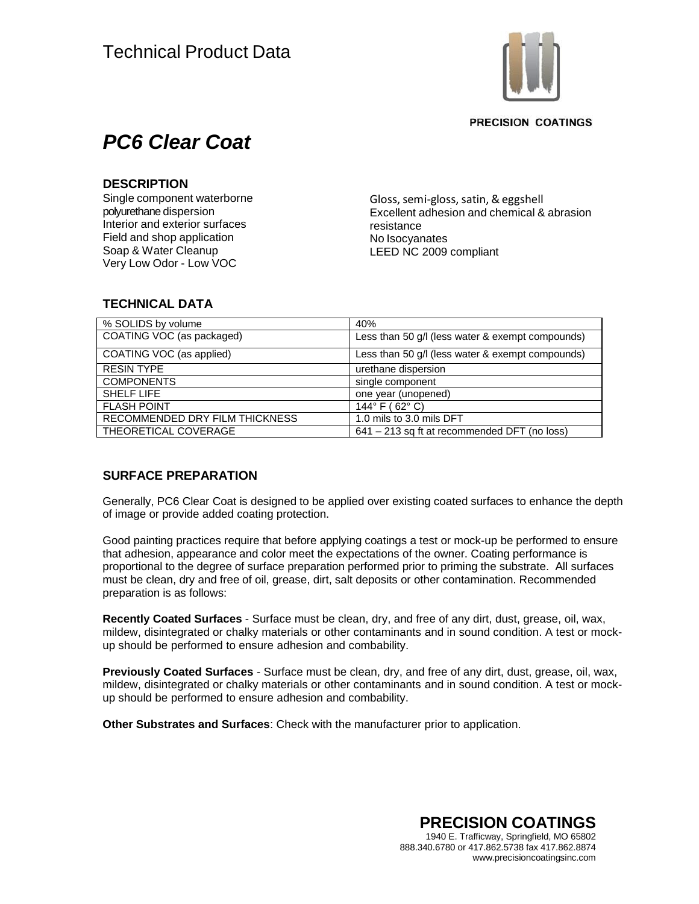Technical Product Data

PRECISION COATINGS

# *PC6 Clear Coat*

## DESCRIPTION

Single component waterborne polyurethane dispersion
Interior and exterior surfaces
Field and shop application
Soap & Water Cleanup
Very Low Odor - Low VOC

Gloss, semi-gloss, satin, & eggshell
Excellent adhesion and chemical & abrasion resistance
No Isocyanates
LEED NC 2009 compliant

## TECHNICAL DATA

| | |
|---|---|
| % SOLIDS by volume | 40% |
| COATING VOC (as packaged) | Less than 50 g/l (less water & exempt compounds) |
| COATING VOC (as applied) | Less than 50 g/l (less water & exempt compounds) |
| RESIN TYPE | urethane dispersion |
| COMPONENTS | single component |
| SHELF LIFE | one year (unopened) |
| FLASH POINT | 144° F ( 62° C) |
| RECOMMENDED DRY FILM THICKNESS | 1.0 mils to 3.0 mils DFT |
| THEORETICAL COVERAGE | 641 – 213 sq ft at recommended DFT (no loss) |

## SURFACE PREPARATION

Generally, PC6 Clear Coat is designed to be applied over existing coated surfaces to enhance the depth of image or provide added coating protection.

Good painting practices require that before applying coatings a test or mock-up be performed to ensure that adhesion, appearance and color meet the expectations of the owner. Coating performance is proportional to the degree of surface preparation performed prior to priming the substrate. All surfaces must be clean, dry and free of oil, grease, dirt, salt deposits or other contamination. Recommended preparation is as follows:

**Recently Coated Surfaces** - Surface must be clean, dry, and free of any dirt, dust, grease, oil, wax, mildew, disintegrated or chalky materials or other contaminants and in sound condition. A test or mock-up should be performed to ensure adhesion and combability.

**Previously Coated Surfaces** - Surface must be clean, dry, and free of any dirt, dust, grease, oil, wax, mildew, disintegrated or chalky materials or other contaminants and in sound condition. A test or mock-up should be performed to ensure adhesion and combability.

**Other Substrates and Surfaces**: Check with the manufacturer prior to application.

**PRECISION COATINGS**
1940 E. Trafficway, Springfield, MO 65802
888.340.6780 or 417.862.5738 fax 417.862.8874
www.precisioncoatingsinc.com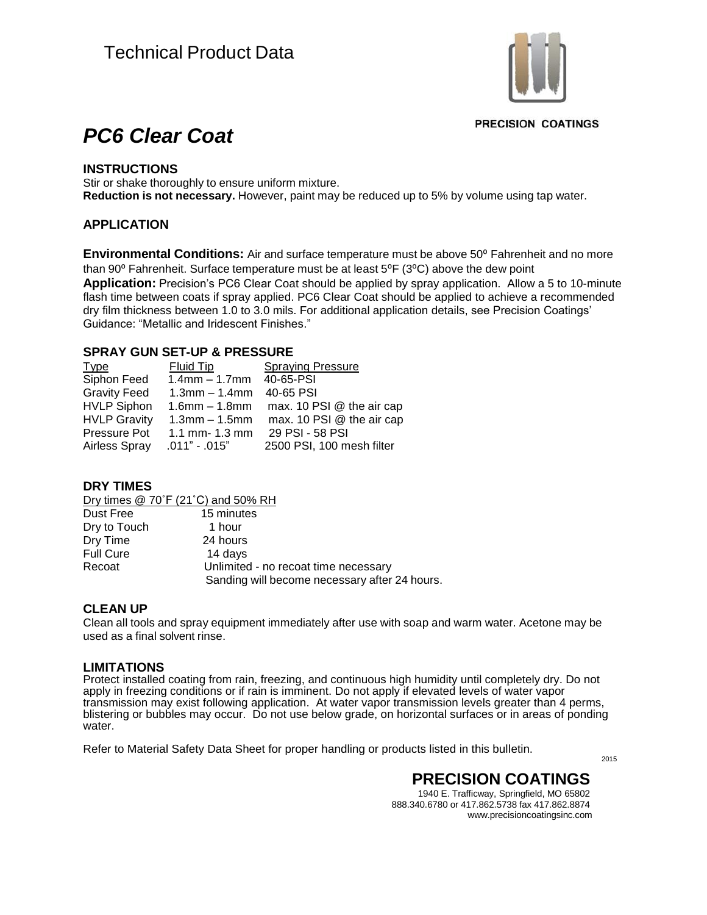Technical Product Data

PRECISION COATINGS

# *PC6 Clear Coat*

## INSTRUCTIONS

Stir or shake thoroughly to ensure uniform mixture.
**Reduction is not necessary.** However, paint may be reduced up to 5% by volume using tap water.

## APPLICATION

**Environmental Conditions:** Air and surface temperature must be above 50º Fahrenheit and no more than 90º Fahrenheit. Surface temperature must be at least 5ºF (3ºC) above the dew point

**Application:** Precision's PC6 Clear Coat should be applied by spray application. Allow a 5 to 10-minute flash time between coats if spray applied. PC6 Clear Coat should be applied to achieve a recommended dry film thickness between 1.0 to 3.0 mils. For additional application details, see Precision Coatings' Guidance: "Metallic and Iridescent Finishes."

## SPRAY GUN SET-UP & PRESSURE

| Type | Fluid Tip | Spraying Pressure |
|---|---|---|
| Siphon Feed | 1.4mm – 1.7mm | 40-65-PSI |
| Gravity Feed | 1.3mm – 1.4mm | 40-65 PSI |
| HVLP Siphon | 1.6mm – 1.8mm | max. 10 PSI @ the air cap |
| HVLP Gravity | 1.3mm – 1.5mm | max. 10 PSI @ the air cap |
| Pressure Pot | 1.1 mm- 1.3 mm | 29 PSI - 58 PSI |
| Airless Spray | .011" - .015" | 2500 PSI, 100 mesh filter |

## DRY TIMES

Dry times @ 70˚F (21˚C) and 50% RH

| | |
|---|---|
| Dust Free | 15 minutes |
| Dry to Touch | 1 hour |
| Dry Time | 24 hours |
| Full Cure | 14 days |
| Recoat | Unlimited - no recoat time necessary<br>Sanding will become necessary after 24 hours. |

## CLEAN UP

Clean all tools and spray equipment immediately after use with soap and warm water. Acetone may be used as a final solvent rinse.

## LIMITATIONS

Protect installed coating from rain, freezing, and continuous high humidity until completely dry. Do not apply in freezing conditions or if rain is imminent. Do not apply if elevated levels of water vapor transmission may exist following application. At water vapor transmission levels greater than 4 perms, blistering or bubbles may occur. Do not use below grade, on horizontal surfaces or in areas of ponding water.

Refer to Material Safety Data Sheet for proper handling or products listed in this bulletin.

2015

**PRECISION COATINGS**
1940 E. Trafficway, Springfield, MO 65802
888.340.6780 or 417.862.5738 fax 417.862.8874
www.precisioncoatingsinc.com